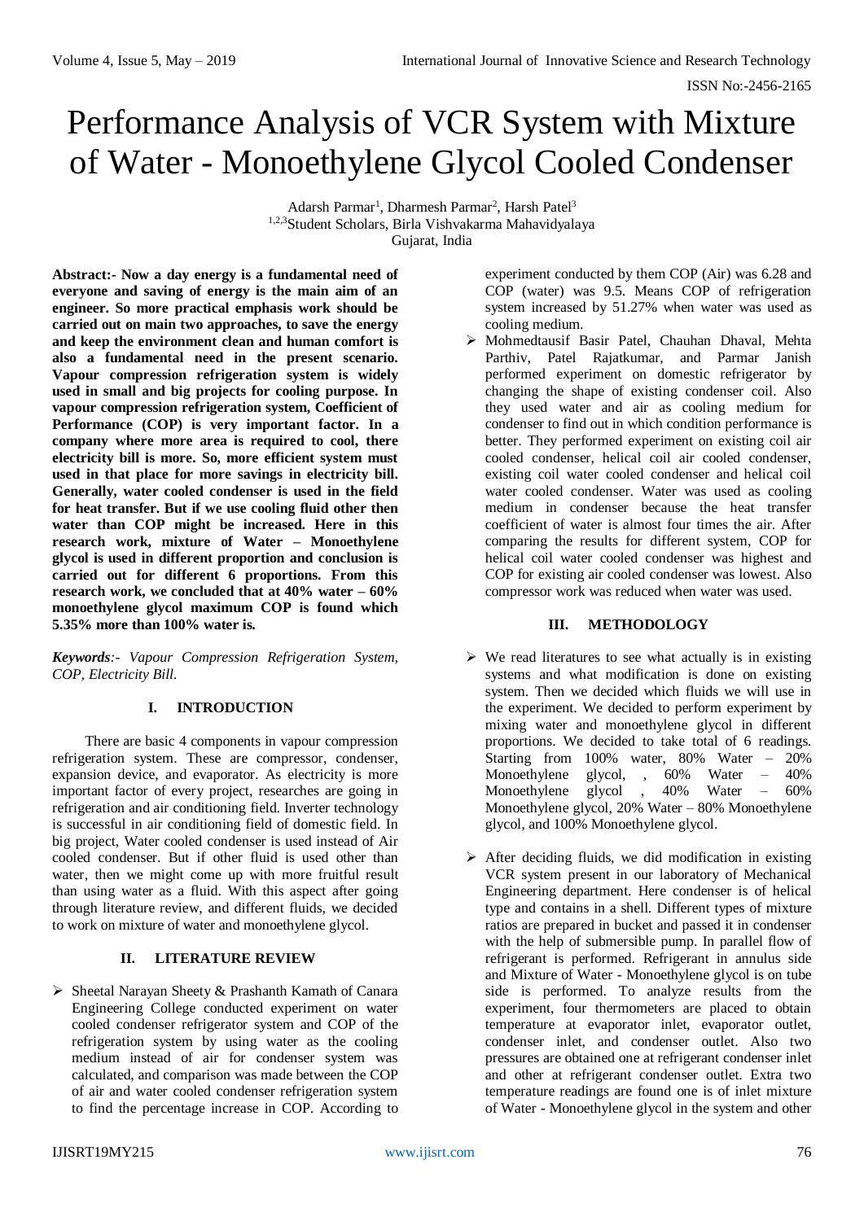# Performance Analysis of VCR System with Mixture of Water - Monoethylene Glycol Cooled Condenser

Adarsh Parmar[1], Dharmesh Parmar[2], Harsh Patel[3]
[1,2,3]Student Scholars, Birla Vishvakarma Mahavidyalaya
Gujarat, India

**Abstract:- Now a day energy is a fundamental need of everyone and saving of energy is the main aim of an engineer. So more practical emphasis work should be carried out on main two approaches, to save the energy and keep the environment clean and human comfort is also a fundamental need in the present scenario. Vapour compression refrigeration system is widely used in small and big projects for cooling purpose. In vapour compression refrigeration system, Coefficient of Performance (COP) is very important factor. In a company where more area is required to cool, there electricity bill is more. So, more efficient system must used in that place for more savings in electricity bill. Generally, water cooled condenser is used in the field for heat transfer. But if we use cooling fluid other then water than COP might be increased. Here in this research work, mixture of Water – Monoethylene glycol is used in different proportion and conclusion is carried out for different 6 proportions. From this research work, we concluded that at 40% water – 60% monoethylene glycol maximum COP is found which 5.35% more than 100% water is.**

***Keywords**:- Vapour Compression Refrigeration System, COP, Electricity Bill.*

## I. INTRODUCTION

There are basic 4 components in vapour compression refrigeration system. These are compressor, condenser, expansion device, and evaporator. As electricity is more important factor of every project, researches are going in refrigeration and air conditioning field. Inverter technology is successful in air conditioning field of domestic field. In big project, Water cooled condenser is used instead of Air cooled condenser. But if other fluid is used other than water, then we might come up with more fruitful result than using water as a fluid. With this aspect after going through literature review, and different fluids, we decided to work on mixture of water and monoethylene glycol.

## II. LITERATURE REVIEW

- Sheetal Narayan Sheety & Prashanth Kamath of Canara Engineering College conducted experiment on water cooled condenser refrigerator system and COP of the refrigeration system by using water as the cooling medium instead of air for condenser system was calculated, and comparison was made between the COP of air and water cooled condenser refrigeration system to find the percentage increase in COP. According to experiment conducted by them COP (Air) was 6.28 and COP (water) was 9.5. Means COP of refrigeration system increased by 51.27% when water was used as cooling medium.
- Mohmedtausif Basir Patel, Chauhan Dhaval, Mehta Parthiv, Patel Rajatkumar, and Parmar Janish performed experiment on domestic refrigerator by changing the shape of existing condenser coil. Also they used water and air as cooling medium for condenser to find out in which condition performance is better. They performed experiment on existing coil air cooled condenser, helical coil air cooled condenser, existing coil water cooled condenser and helical coil water cooled condenser. Water was used as cooling medium in condenser because the heat transfer coefficient of water is almost four times the air. After comparing the results for different system, COP for helical coil water cooled condenser was highest and COP for existing air cooled condenser was lowest. Also compressor work was reduced when water was used.

## III. METHODOLOGY

- We read literatures to see what actually is in existing systems and what modification is done on existing system. Then we decided which fluids we will use in the experiment. We decided to perform experiment by mixing water and monoethylene glycol in different proportions. We decided to take total of 6 readings. Starting from 100% water, 80% Water – 20% Monoethylene glycol, , 60% Water – 40% Monoethylene glycol , 40% Water – 60% Monoethylene glycol, 20% Water – 80% Monoethylene glycol, and 100% Monoethylene glycol.
- After deciding fluids, we did modification in existing VCR system present in our laboratory of Mechanical Engineering department. Here condenser is of helical type and contains in a shell. Different types of mixture ratios are prepared in bucket and passed it in condenser with the help of submersible pump. In parallel flow of refrigerant is performed. Refrigerant in annulus side and Mixture of Water - Monoethylene glycol is on tube side is performed. To analyze results from the experiment, four thermometers are placed to obtain temperature at evaporator inlet, evaporator outlet, condenser inlet, and condenser outlet. Also two pressures are obtained one at refrigerant condenser inlet and other at refrigerant condenser outlet. Extra two temperature readings are found one is of inlet mixture of Water - Monoethylene glycol in the system and other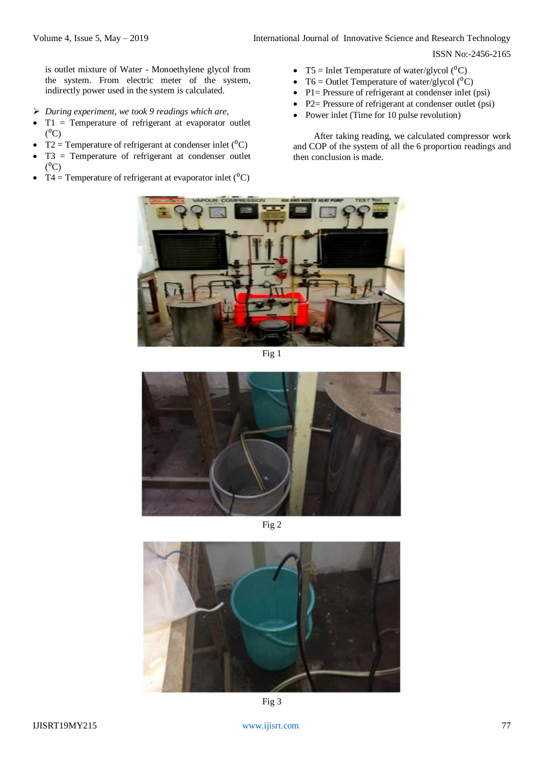is outlet mixture of Water - Monoethylene glycol from the system. From electric meter of the system, indirectly power used in the system is calculated.

- *During experiment, we took 9 readings which are,*
- T1 = Temperature of refrigerant at evaporator outlet ($^0$C)
- T2 = Temperature of refrigerant at condenser inlet ($^0$C)
- T3 = Temperature of refrigerant at condenser outlet ($^0$C)
- T4 = Temperature of refrigerant at evaporator inlet ($^0$C)
- T5 = Inlet Temperature of water/glycol ($^0$C)
- T6 = Outlet Temperature of water/glycol ($^0$C)
- P1= Pressure of refrigerant at condenser inlet (psi)
- P2= Pressure of refrigerant at condenser outlet (psi)
- Power inlet (Time for 10 pulse revolution)

After taking reading, we calculated compressor work and COP of the system of all the 6 proportion readings and then conclusion is made.

Fig 1

Fig 2

Fig 3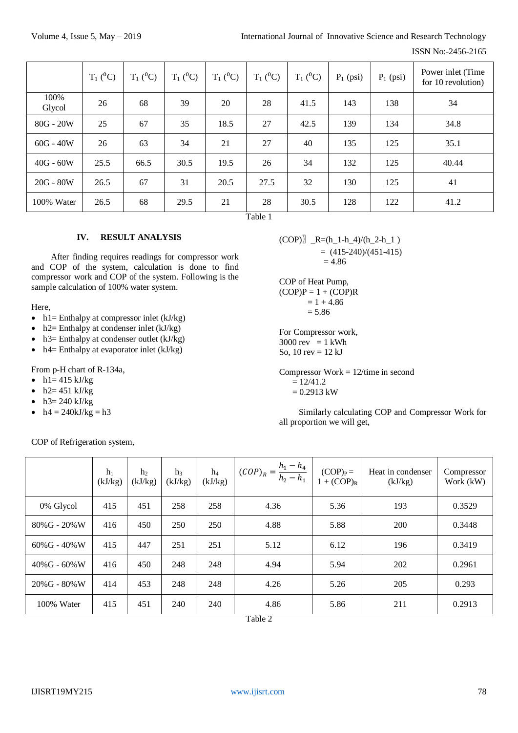| | $T_1$ ($^0$C) | $T_1$ ($^0$C) | $T_1$ ($^0$C) | $T_1$ ($^0$C) | $T_1$ ($^0$C) | $T_1$ ($^0$C) | $P_1$ (psi) | $P_1$ (psi) | Power inlet (Time for 10 revolution) |
|---|---|---|---|---|---|---|---|---|---|
| 100% Glycol | 26 | 68 | 39 | 20 | 28 | 41.5 | 143 | 138 | 34 |
| 80G - 20W | 25 | 67 | 35 | 18.5 | 27 | 42.5 | 139 | 134 | 34.8 |
| 60G - 40W | 26 | 63 | 34 | 21 | 27 | 40 | 135 | 125 | 35.1 |
| 40G - 60W | 25.5 | 66.5 | 30.5 | 19.5 | 26 | 34 | 132 | 125 | 40.44 |
| 20G - 80W | 26.5 | 67 | 31 | 20.5 | 27.5 | 32 | 130 | 125 | 41 |
| 100% Water | 26.5 | 68 | 29.5 | 21 | 28 | 30.5 | 128 | 122 | 41.2 |

Table 1

## IV. RESULT ANALYSIS

After finding requires readings for compressor work and COP of the system, calculation is done to find compressor work and COP of the system. Following is the sample calculation of 100% water system.

Here,

- h1= Enthalpy at compressor inlet (kJ/kg)
- h2= Enthalpy at condenser inlet (kJ/kg)
- h3= Enthalpy at condenser outlet (kJ/kg)
- h4= Enthalpy at evaporator inlet (kJ/kg)

From p-H chart of R-134a,

- h1= 415 kJ/kg
- h2= 451 kJ/kg
- h3= 240 kJ/kg
- h4 = 240kJ/kg = h3

COP of Refrigeration system,

(COP)〗_R=(h_1-h_4)/(h_2-h_1 )
= (415-240)/(451-415)
= 4.86

COP of Heat Pump,
(COP)P = 1 + (COP)R
= 1 + 4.86
= 5.86

For Compressor work,
3000 rev = 1 kWh
So, 10 rev = 12 kJ

Compressor Work = 12/time in second
= 12/41.2
= 0.2913 kW

Similarly calculating COP and Compressor Work for all proportion we will get,

| | $h_1$ (kJ/kg) | $h_2$ (kJ/kg) | $h_3$ (kJ/kg) | $h_4$ (kJ/kg) | $(COP)_R = \frac{h_1 - h_4}{h_2 - h_1}$ | $(COP)_P = 1 + (COP)_R$ | Heat in condenser (kJ/kg) | Compressor Work (kW) |
|---|---|---|---|---|---|---|---|---|
| 0% Glycol | 415 | 451 | 258 | 258 | 4.36 | 5.36 | 193 | 0.3529 |
| 80%G - 20%W | 416 | 450 | 250 | 250 | 4.88 | 5.88 | 200 | 0.3448 |
| 60%G - 40%W | 415 | 447 | 251 | 251 | 5.12 | 6.12 | 196 | 0.3419 |
| 40%G - 60%W | 416 | 450 | 248 | 248 | 4.94 | 5.94 | 202 | 0.2961 |
| 20%G - 80%W | 414 | 453 | 248 | 248 | 4.26 | 5.26 | 205 | 0.293 |
| 100% Water | 415 | 451 | 240 | 240 | 4.86 | 5.86 | 211 | 0.2913 |

Table 2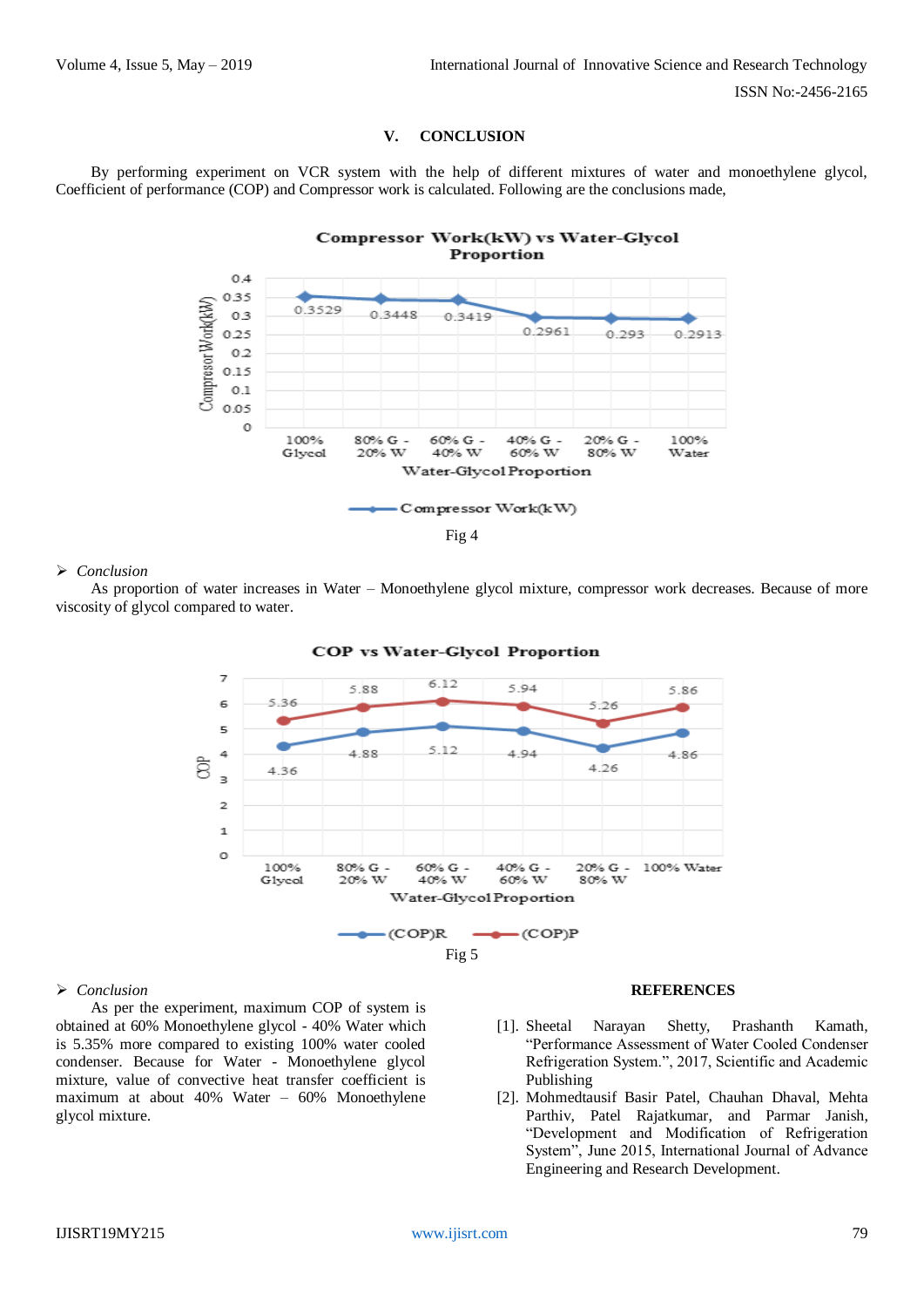## V. CONCLUSION

By performing experiment on VCR system with the help of different mixtures of water and monoethylene glycol, Coefficient of performance (COP) and Compressor work is calculated. Following are the conclusions made,

Compressor Work(kW) vs Water-Glycol Proportion

Compresor Work(kW)

0.4
0.35
0.3
0.25
0.2
0.15
0.1
0.05
0

0.3529
0.3448
0.3419
0.2961
0.293
0.2913

100% Glycol
80% G - 20% W
60% G - 40% W
40% G - 60% W
20% G - 80% W
100% Water

Water-Glycol Proportion

Compressor Work(kW)

Fig 4

➢ *Conclusion*

As proportion of water increases in Water – Monoethylene glycol mixture, compressor work decreases. Because of more viscosity of glycol compared to water.

COP vs Water-Glycol Proportion

COP

7
6
5
4
3
2
1
0

5.36
5.88
6.12
5.94
5.26
5.86

4.36
4.88
5.12
4.94
4.26
4.86

100% Glycol
80% G - 20% W
60% G - 40% W
40% G - 60% W
20% G - 80% W
100% Water

Water-Glycol Proportion

(COP)R
(COP)P

Fig 5

➢ *Conclusion*

As per the experiment, maximum COP of system is obtained at 60% Monoethylene glycol - 40% Water which is 5.35% more compared to existing 100% water cooled condenser. Because for Water - Monoethylene glycol mixture, value of convective heat transfer coefficient is maximum at about 40% Water – 60% Monoethylene glycol mixture.

## REFERENCES

[1]. Sheetal Narayan Shetty, Prashanth Kamath, "Performance Assessment of Water Cooled Condenser Refrigeration System.", 2017, Scientific and Academic Publishing

[2]. Mohmedtausif Basir Patel, Chauhan Dhaval, Mehta Parthiv, Patel Rajatkumar, and Parmar Janish, "Development and Modification of Refrigeration System", June 2015, International Journal of Advance Engineering and Research Development.